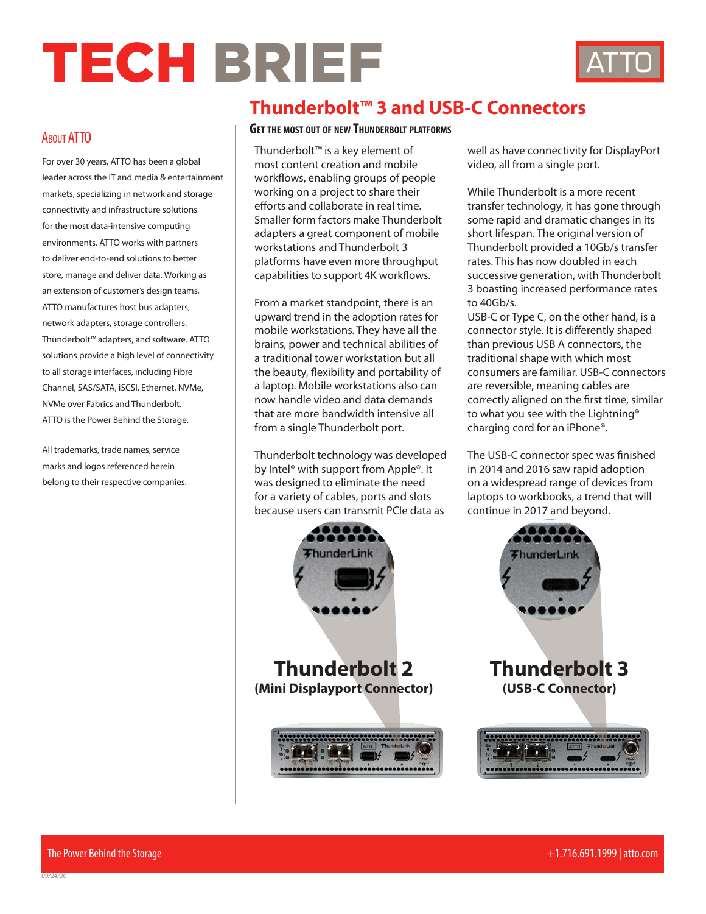# TECH BRIEF

## About ATTO

For over 30 years, ATTO has been a global leader across the IT and media & entertainment markets, specializing in network and storage connectivity and infrastructure solutions for the most data-intensive computing environments. ATTO works with partners to deliver end-to-end solutions to better store, manage and deliver data. Working as an extension of customer's design teams, ATTO manufactures host bus adapters, network adapters, storage controllers, Thunderbolt™ adapters, and software. ATTO solutions provide a high level of connectivity to all storage interfaces, including Fibre Channel, SAS/SATA, iSCSI, Ethernet, NVMe, NVMe over Fabrics and Thunderbolt. ATTO is the Power Behind the Storage.

All trademarks, trade names, service marks and logos referenced herein belong to their respective companies.

# Thunderbolt™ 3 and USB-C Connectors

### Get the most out of new Thunderbolt platforms

Thunderbolt™ is a key element of most content creation and mobile workflows, enabling groups of people working on a project to share their efforts and collaborate in real time. Smaller form factors make Thunderbolt adapters a great component of mobile workstations and Thunderbolt 3 platforms have even more throughput capabilities to support 4K workflows.

From a market standpoint, there is an upward trend in the adoption rates for mobile workstations. They have all the brains, power and technical abilities of a traditional tower workstation but all the beauty, flexibility and portability of a laptop. Mobile workstations also can now handle video and data demands that are more bandwidth intensive all from a single Thunderbolt port.

Thunderbolt technology was developed by Intel® with support from Apple®. It was designed to eliminate the need for a variety of cables, ports and slots because users can transmit PCIe data as well as have connectivity for DisplayPort video, all from a single port.

While Thunderbolt is a more recent transfer technology, it has gone through some rapid and dramatic changes in its short lifespan. The original version of Thunderbolt provided a 10Gb/s transfer rates. This has now doubled in each successive generation, with Thunderbolt 3 boasting increased performance rates to 40Gb/s.

USB-C or Type C, on the other hand, is a connector style. It is differently shaped than previous USB A connectors, the traditional shape with which most consumers are familiar. USB-C connectors are reversible, meaning cables are correctly aligned on the first time, similar to what you see with the Lightning® charging cord for an iPhone®.

The USB-C connector spec was finished in 2014 and 2016 saw rapid adoption on a widespread range of devices from laptops to workbooks, a trend that will continue in 2017 and beyond.

**Thunderbolt 2**
**(Mini Displayport Connector)**

**Thunderbolt 3**
**(USB-C Connector)**

The Power Behind the Storage

+1.716.691.1999 | atto.com

09/24/20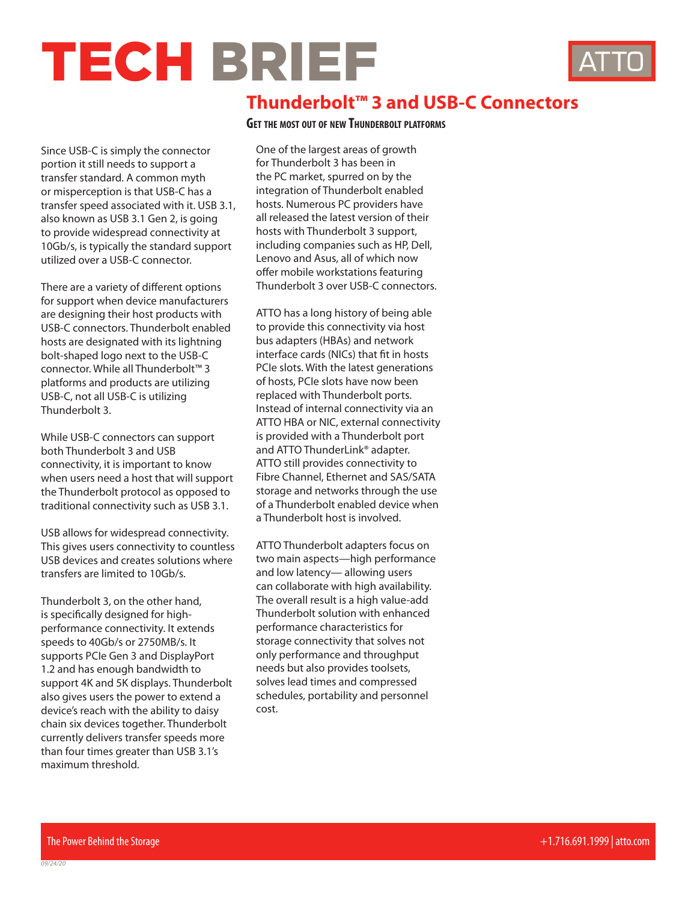# TECH BRIEF

## Thunderbolt™ 3 and USB-C Connectors

**GET THE MOST OUT OF NEW THUNDERBOLT PLATFORMS**

Since USB-C is simply the connector portion it still needs to support a transfer standard. A common myth or misperception is that USB-C has a transfer speed associated with it. USB 3.1, also known as USB 3.1 Gen 2, is going to provide widespread connectivity at 10Gb/s, is typically the standard support utilized over a USB-C connector.

There are a variety of different options for support when device manufacturers are designing their host products with USB-C connectors. Thunderbolt enabled hosts are designated with its lightning bolt-shaped logo next to the USB-C connector. While all Thunderbolt™ 3 platforms and products are utilizing USB-C, not all USB-C is utilizing Thunderbolt 3.

While USB-C connectors can support both Thunderbolt 3 and USB connectivity, it is important to know when users need a host that will support the Thunderbolt protocol as opposed to traditional connectivity such as USB 3.1.

USB allows for widespread connectivity. This gives users connectivity to countless USB devices and creates solutions where transfers are limited to 10Gb/s.

Thunderbolt 3, on the other hand, is specifically designed for high-performance connectivity. It extends speeds to 40Gb/s or 2750MB/s. It supports PCIe Gen 3 and DisplayPort 1.2 and has enough bandwidth to support 4K and 5K displays. Thunderbolt also gives users the power to extend a device's reach with the ability to daisy chain six devices together. Thunderbolt currently delivers transfer speeds more than four times greater than USB 3.1's maximum threshold.

One of the largest areas of growth for Thunderbolt 3 has been in the PC market, spurred on by the integration of Thunderbolt enabled hosts. Numerous PC providers have all released the latest version of their hosts with Thunderbolt 3 support, including companies such as HP, Dell, Lenovo and Asus, all of which now offer mobile workstations featuring Thunderbolt 3 over USB-C connectors.

ATTO has a long history of being able to provide this connectivity via host bus adapters (HBAs) and network interface cards (NICs) that fit in hosts PCIe slots. With the latest generations of hosts, PCIe slots have now been replaced with Thunderbolt ports. Instead of internal connectivity via an ATTO HBA or NIC, external connectivity is provided with a Thunderbolt port and ATTO ThunderLink® adapter. ATTO still provides connectivity to Fibre Channel, Ethernet and SAS/SATA storage and networks through the use of a Thunderbolt enabled device when a Thunderbolt host is involved.

ATTO Thunderbolt adapters focus on two main aspects—high performance and low latency— allowing users can collaborate with high availability. The overall result is a high value-add Thunderbolt solution with enhanced performance characteristics for storage connectivity that solves not only performance and throughput needs but also provides toolsets, solves lead times and compressed schedules, portability and personnel cost.

The Power Behind the Storage

+1.716.691.1999 | atto.com

09/24/20